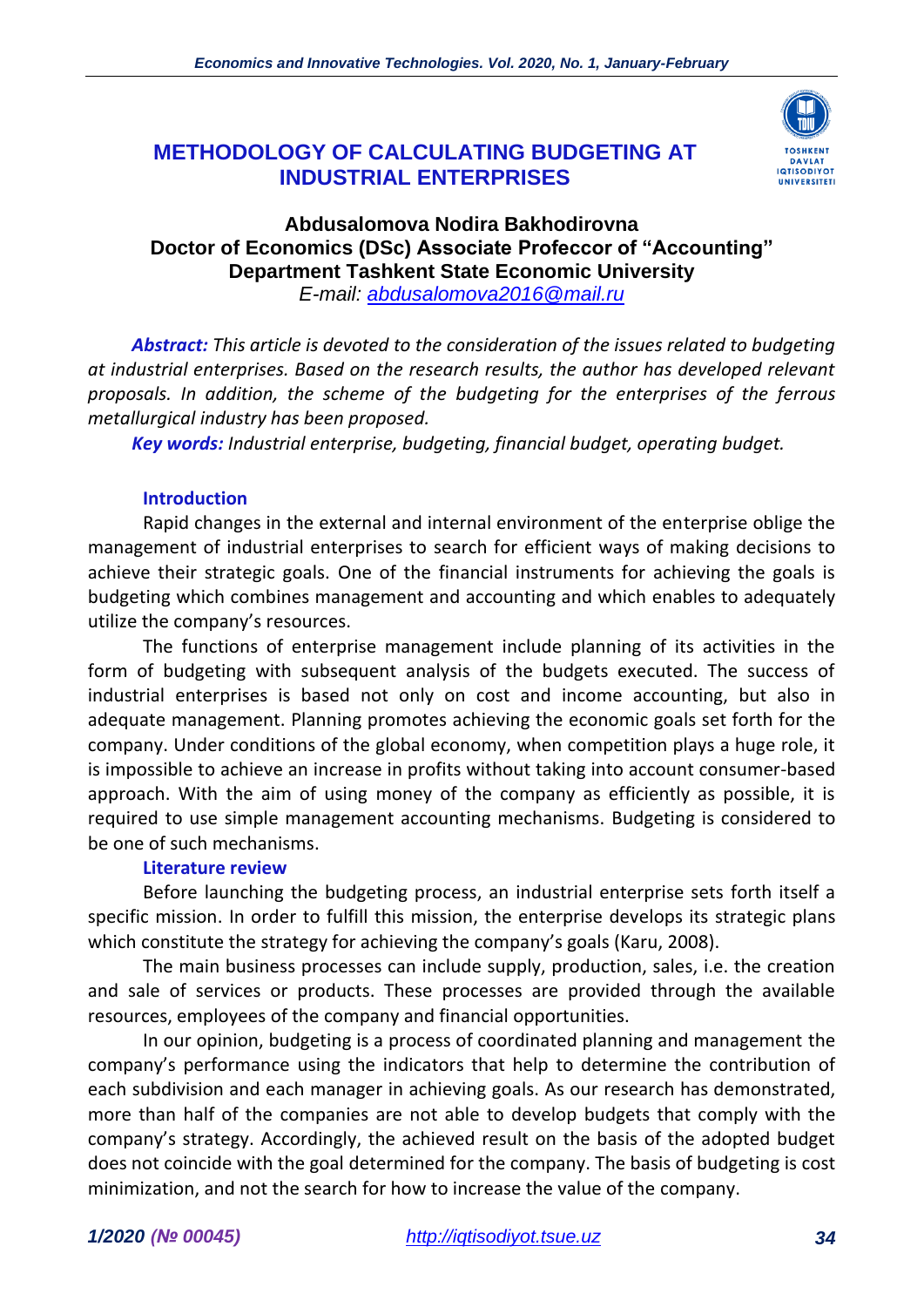# METHODOLOGY OF CALCULATING BUDGETING AT INDUSTRIAL ENTERPRISES

**Abdusalomova Nodira Bakhodirovna**
**Doctor of Economics (DSc) Associate Profeccor of "Accounting" Department Tashkent State Economic University**
*E-mail: abdusalomova2016@mail.ru*

***Abstract:*** *This article is devoted to the consideration of the issues related to budgeting at industrial enterprises. Based on the research results, the author has developed relevant proposals. In addition, the scheme of the budgeting for the enterprises of the ferrous metallurgical industry has been proposed.*

***Key words:*** *Industrial enterprise, budgeting, financial budget, operating budget.*

## Introduction

Rapid changes in the external and internal environment of the enterprise oblige the management of industrial enterprises to search for efficient ways of making decisions to achieve their strategic goals. One of the financial instruments for achieving the goals is budgeting which combines management and accounting and which enables to adequately utilize the company's resources.

The functions of enterprise management include planning of its activities in the form of budgeting with subsequent analysis of the budgets executed. The success of industrial enterprises is based not only on cost and income accounting, but also in adequate management. Planning promotes achieving the economic goals set forth for the company. Under conditions of the global economy, when competition plays a huge role, it is impossible to achieve an increase in profits without taking into account consumer-based approach. With the aim of using money of the company as efficiently as possible, it is required to use simple management accounting mechanisms. Budgeting is considered to be one of such mechanisms.

## Literature review

Before launching the budgeting process, an industrial enterprise sets forth itself a specific mission. In order to fulfill this mission, the enterprise develops its strategic plans which constitute the strategy for achieving the company's goals (Karu, 2008).

The main business processes can include supply, production, sales, i.e. the creation and sale of services or products. These processes are provided through the available resources, employees of the company and financial opportunities.

In our opinion, budgeting is a process of coordinated planning and management the company's performance using the indicators that help to determine the contribution of each subdivision and each manager in achieving goals. As our research has demonstrated, more than half of the companies are not able to develop budgets that comply with the company's strategy. Accordingly, the achieved result on the basis of the adopted budget does not coincide with the goal determined for the company. The basis of budgeting is cost minimization, and not the search for how to increase the value of the company.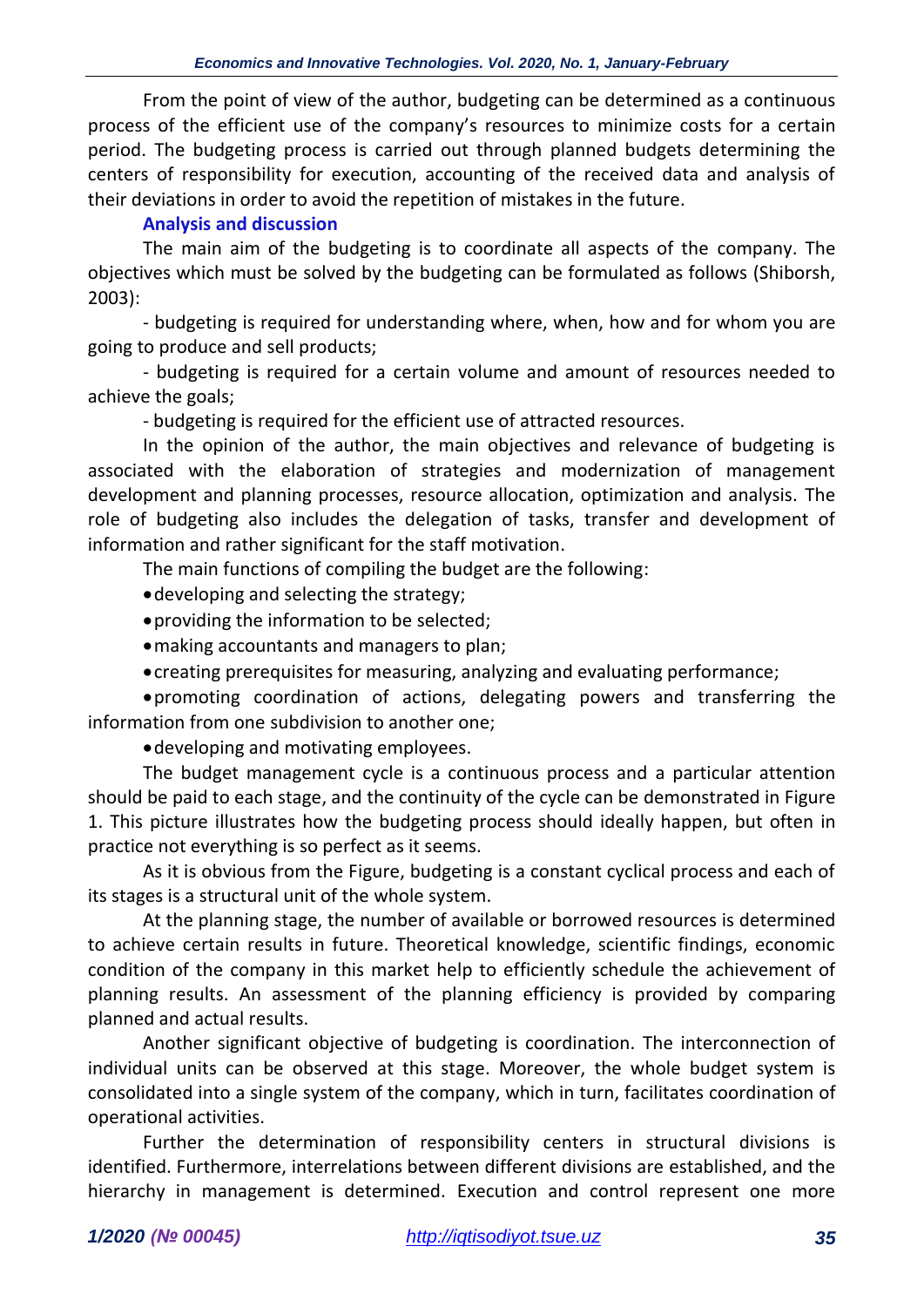From the point of view of the author, budgeting can be determined as a continuous process of the efficient use of the company's resources to minimize costs for a certain period. The budgeting process is carried out through planned budgets determining the centers of responsibility for execution, accounting of the received data and analysis of their deviations in order to avoid the repetition of mistakes in the future.

## Analysis and discussion

The main aim of the budgeting is to coordinate all aspects of the company. The objectives which must be solved by the budgeting can be formulated as follows (Shiborsh, 2003):

- budgeting is required for understanding where, when, how and for whom you are going to produce and sell products;

- budgeting is required for a certain volume and amount of resources needed to achieve the goals;

- budgeting is required for the efficient use of attracted resources.

In the opinion of the author, the main objectives and relevance of budgeting is associated with the elaboration of strategies and modernization of management development and planning processes, resource allocation, optimization and analysis. The role of budgeting also includes the delegation of tasks, transfer and development of information and rather significant for the staff motivation.

The main functions of compiling the budget are the following:

- developing and selecting the strategy;
- providing the information to be selected;
- making accountants and managers to plan;
- creating prerequisites for measuring, analyzing and evaluating performance;
- promoting coordination of actions, delegating powers and transferring the information from one subdivision to another one;
- developing and motivating employees.

The budget management cycle is a continuous process and a particular attention should be paid to each stage, and the continuity of the cycle can be demonstrated in Figure 1. This picture illustrates how the budgeting process should ideally happen, but often in practice not everything is so perfect as it seems.

As it is obvious from the Figure, budgeting is a constant cyclical process and each of its stages is a structural unit of the whole system.

At the planning stage, the number of available or borrowed resources is determined to achieve certain results in future. Theoretical knowledge, scientific findings, economic condition of the company in this market help to efficiently schedule the achievement of planning results. An assessment of the planning efficiency is provided by comparing planned and actual results.

Another significant objective of budgeting is coordination. The interconnection of individual units can be observed at this stage. Moreover, the whole budget system is consolidated into a single system of the company, which in turn, facilitates coordination of operational activities.

Further the determination of responsibility centers in structural divisions is identified. Furthermore, interrelations between different divisions are established, and the hierarchy in management is determined. Execution and control represent one more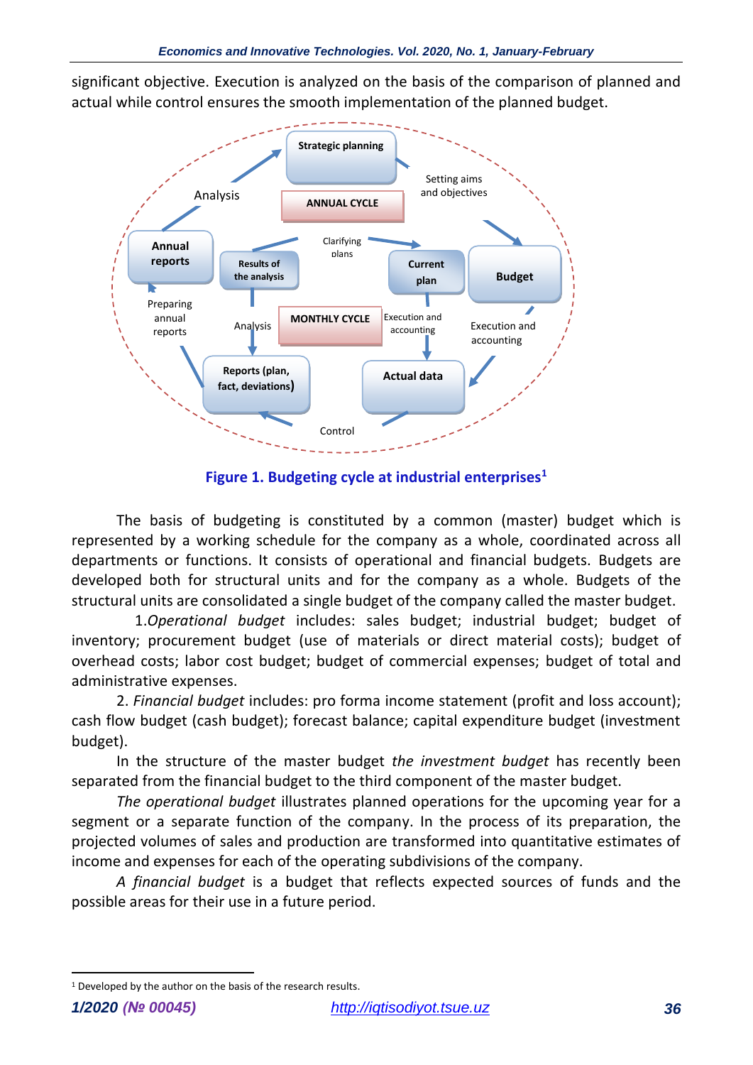significant objective. Execution is analyzed on the basis of the comparison of planned and actual while control ensures the smooth implementation of the planned budget.

Strategic planning

ANNUAL CYCLE

Analysis

Setting aims and objectives

Annual reports

Results of the analysis

Clarifying plans

Current plan

Budget

Preparing annual reports

Analysis

MONTHLY CYCLE

Execution and accounting

Execution and accounting

Reports (plan, fact, deviations)

Actual data

Control

**Figure 1. Budgeting cycle at industrial enterprises[1]**

The basis of budgeting is constituted by a common (master) budget which is represented by a working schedule for the company as a whole, coordinated across all departments or functions. It consists of operational and financial budgets. Budgets are developed both for structural units and for the company as a whole. Budgets of the structural units are consolidated a single budget of the company called the master budget.

1. *Operational budget* includes: sales budget; industrial budget; budget of inventory; procurement budget (use of materials or direct material costs); budget of overhead costs; labor cost budget; budget of commercial expenses; budget of total and administrative expenses.

2. *Financial budget* includes: pro forma income statement (profit and loss account); cash flow budget (cash budget); forecast balance; capital expenditure budget (investment budget).

In the structure of the master budget *the investment budget* has recently been separated from the financial budget to the third component of the master budget.

*The operational budget* illustrates planned operations for the upcoming year for a segment or a separate function of the company. In the process of its preparation, the projected volumes of sales and production are transformed into quantitative estimates of income and expenses for each of the operating subdivisions of the company.

*A financial budget* is a budget that reflects expected sources of funds and the possible areas for their use in a future period.

[1] Developed by the author on the basis of the research results.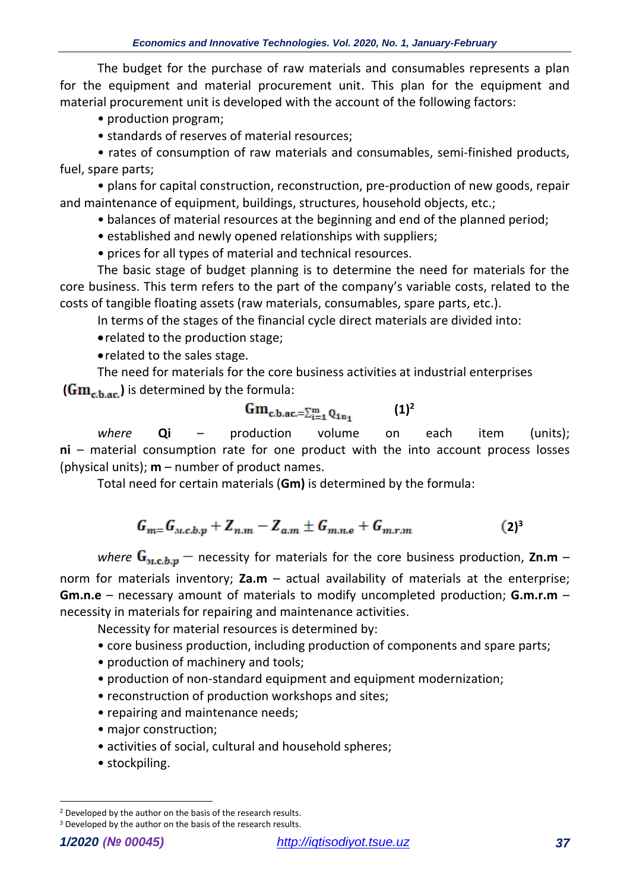The budget for the purchase of raw materials and consumables represents a plan for the equipment and material procurement unit. This plan for the equipment and material procurement unit is developed with the account of the following factors:

- production program;
- standards of reserves of material resources;
- rates of consumption of raw materials and consumables, semi-finished products, fuel, spare parts;
- plans for capital construction, reconstruction, pre-production of new goods, repair and maintenance of equipment, buildings, structures, household objects, etc.;
- balances of material resources at the beginning and end of the planned period;
- established and newly opened relationships with suppliers;
- prices for all types of material and technical resources.

The basic stage of budget planning is to determine the need for materials for the core business. This term refers to the part of the company's variable costs, related to the costs of tangible floating assets (raw materials, consumables, spare parts, etc.).

In terms of the stages of the financial cycle direct materials are divided into:

- related to the production stage;
- related to the sales stage.

The need for materials for the core business activities at industrial enterprises **($Gm_{c.b.ac.}$)** is determined by the formula:

$$Gm_{c.b.ac.} = \sum_{i=1}^{m} Q_{1n_1} \qquad \textbf{(1)}^2$$

*where* **Qi** – production volume on each item (units); **ni** – material consumption rate for one product with the into account process losses (physical units); **m** – number of product names.

Total need for certain materials (**Gm)** is determined by the formula:

$$G_m = G_{M.c.b.p} + Z_{n.m} - Z_{a.m} \pm G_{m.n.e} + G_{m.r.m} \qquad (2)^3$$

*where* $G_{M.c.b.p}$ – necessity for materials for the core business production, **Zn.m** – norm for materials inventory; **Za.m** – actual availability of materials at the enterprise; **Gm.n.e** – necessary amount of materials to modify uncompleted production; **G.m.r.m** – necessity in materials for repairing and maintenance activities.

Necessity for material resources is determined by:

- core business production, including production of components and spare parts;
- production of machinery and tools;
- production of non-standard equipment and equipment modernization;
- reconstruction of production workshops and sites;
- repairing and maintenance needs;
- major construction;
- activities of social, cultural and household spheres;
- stockpiling.

---

[2] Developed by the author on the basis of the research results.
[3] Developed by the author on the basis of the research results.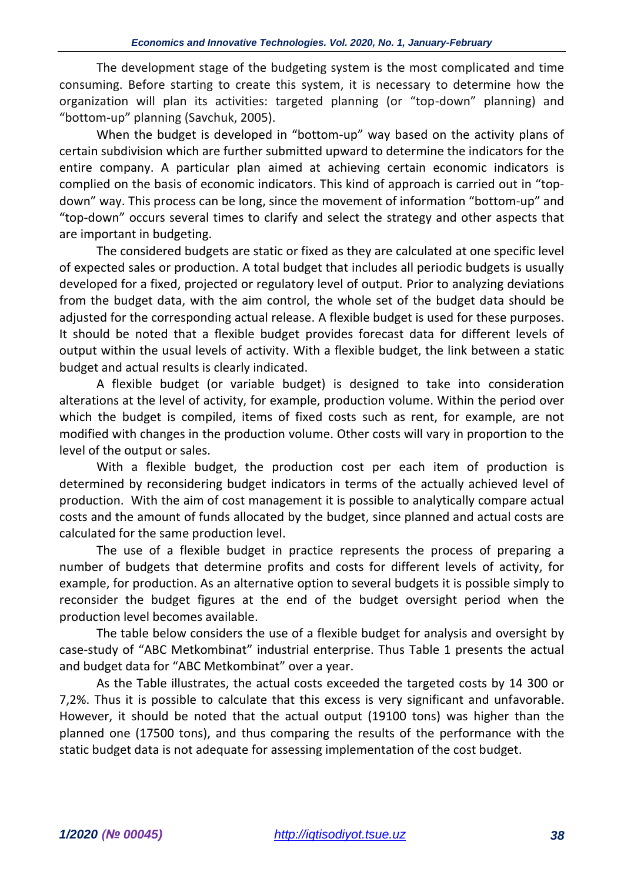The development stage of the budgeting system is the most complicated and time consuming. Before starting to create this system, it is necessary to determine how the organization will plan its activities: targeted planning (or "top-down" planning) and "bottom-up" planning (Savchuk, 2005).

When the budget is developed in "bottom-up" way based on the activity plans of certain subdivision which are further submitted upward to determine the indicators for the entire company. A particular plan aimed at achieving certain economic indicators is complied on the basis of economic indicators. This kind of approach is carried out in "top-down" way. This process can be long, since the movement of information "bottom-up" and "top-down" occurs several times to clarify and select the strategy and other aspects that are important in budgeting.

The considered budgets are static or fixed as they are calculated at one specific level of expected sales or production. A total budget that includes all periodic budgets is usually developed for a fixed, projected or regulatory level of output. Prior to analyzing deviations from the budget data, with the aim control, the whole set of the budget data should be adjusted for the corresponding actual release. A flexible budget is used for these purposes. It should be noted that a flexible budget provides forecast data for different levels of output within the usual levels of activity. With a flexible budget, the link between a static budget and actual results is clearly indicated.

A flexible budget (or variable budget) is designed to take into consideration alterations at the level of activity, for example, production volume. Within the period over which the budget is compiled, items of fixed costs such as rent, for example, are not modified with changes in the production volume. Other costs will vary in proportion to the level of the output or sales.

With a flexible budget, the production cost per each item of production is determined by reconsidering budget indicators in terms of the actually achieved level of production. With the aim of cost management it is possible to analytically compare actual costs and the amount of funds allocated by the budget, since planned and actual costs are calculated for the same production level.

The use of a flexible budget in practice represents the process of preparing a number of budgets that determine profits and costs for different levels of activity, for example, for production. As an alternative option to several budgets it is possible simply to reconsider the budget figures at the end of the budget oversight period when the production level becomes available.

The table below considers the use of a flexible budget for analysis and oversight by case-study of "ABC Metkombinat" industrial enterprise. Thus Table 1 presents the actual and budget data for "ABC Metkombinat" over a year.

As the Table illustrates, the actual costs exceeded the targeted costs by 14 300 or 7,2%. Thus it is possible to calculate that this excess is very significant and unfavorable. However, it should be noted that the actual output (19100 tons) was higher than the planned one (17500 tons), and thus comparing the results of the performance with the static budget data is not adequate for assessing implementation of the cost budget.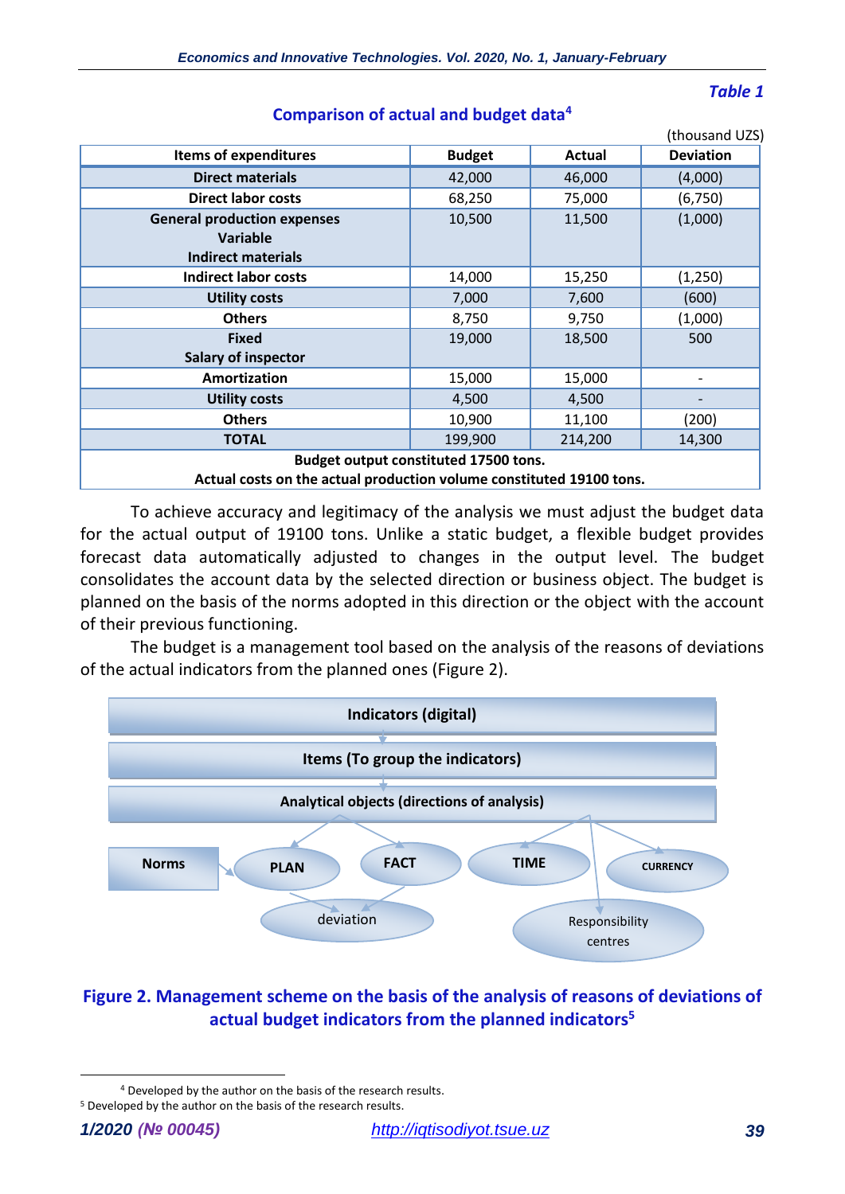*Table 1*

**Comparison of actual and budget data[4]**

(thousand UZS)

| Items of expenditures | Budget | Actual | Deviation |
|---|---|---|---|
| **Direct materials** | 42,000 | 46,000 | (4,000) |
| **Direct labor costs** | 68,250 | 75,000 | (6,750) |
| **General production expenses Variable Indirect materials** | 10,500 | 11,500 | (1,000) |
| **Indirect labor costs** | 14,000 | 15,250 | (1,250) |
| **Utility costs** | 7,000 | 7,600 | (600) |
| **Others** | 8,750 | 9,750 | (1,000) |
| **Fixed Salary of inspector** | 19,000 | 18,500 | 500 |
| **Amortization** | 15,000 | 15,000 | - |
| **Utility costs** | 4,500 | 4,500 | - |
| **Others** | 10,900 | 11,100 | (200) |
| **TOTAL** | 199,900 | 214,200 | 14,300 |
| **Budget output constituted 17500 tons. Actual costs on the actual production volume constituted 19100 tons.** | | | |

To achieve accuracy and legitimacy of the analysis we must adjust the budget data for the actual output of 19100 tons. Unlike a static budget, a flexible budget provides forecast data automatically adjusted to changes in the output level. The budget consolidates the account data by the selected direction or business object. The budget is planned on the basis of the norms adopted in this direction or the object with the account of their previous functioning.

The budget is a management tool based on the analysis of the reasons of deviations of the actual indicators from the planned ones (Figure 2).

Indicators (digital)

Items (To group the indicators)

Analytical objects (directions of analysis)

Norms — PLAN — FACT — TIME — CURRENCY

deviation — Responsibility centres

**Figure 2. Management scheme on the basis of the analysis of reasons of deviations of actual budget indicators from the planned indicators[5]**

[4] Developed by the author on the basis of the research results.
[5] Developed by the author on the basis of the research results.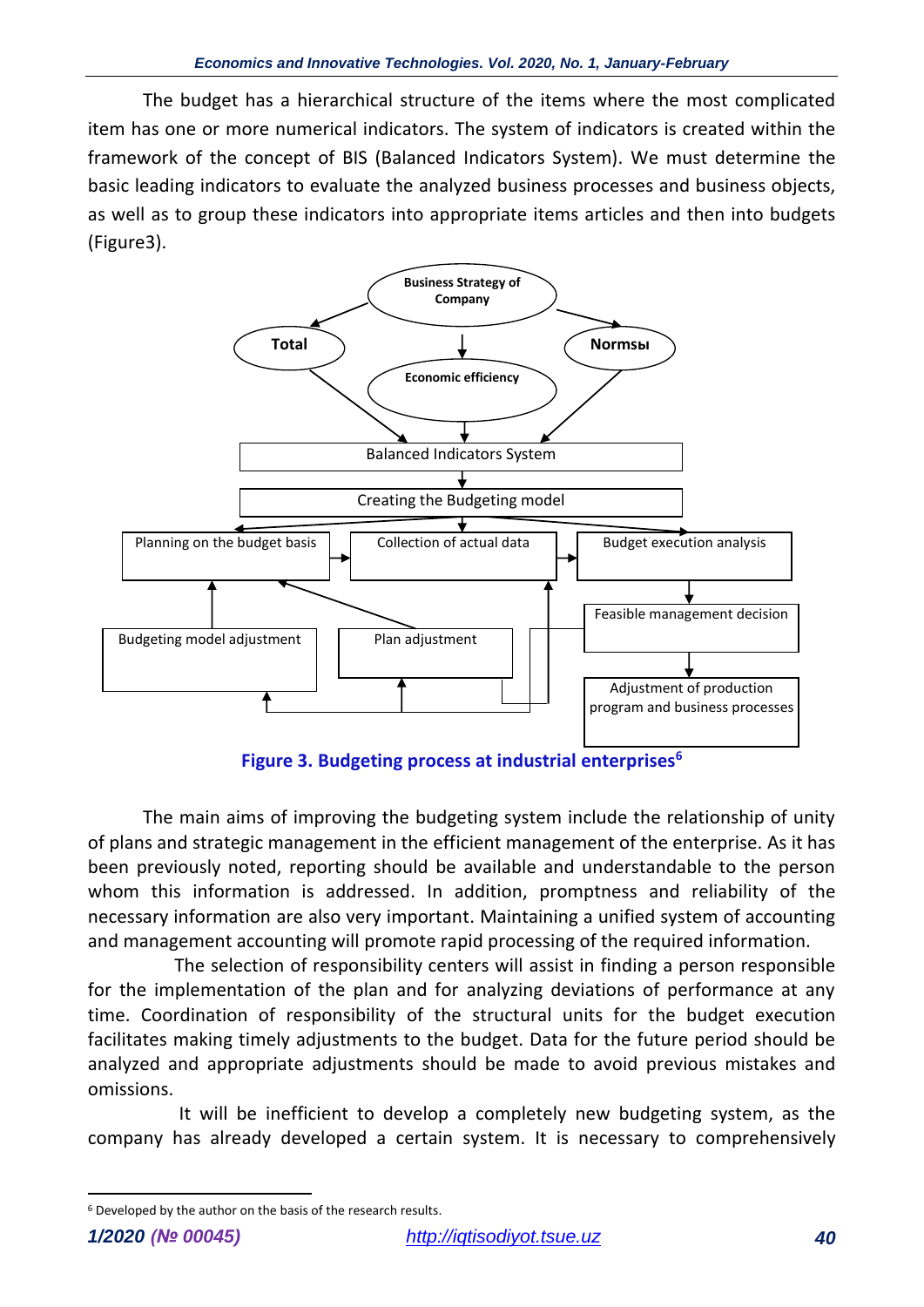The budget has a hierarchical structure of the items where the most complicated item has one or more numerical indicators. The system of indicators is created within the framework of the concept of BIS (Balanced Indicators System). We must determine the basic leading indicators to evaluate the analyzed business processes and business objects, as well as to group these indicators into appropriate items articles and then into budgets (Figure3).

**Figure 3. Budgeting process at industrial enterprises**[6]

The main aims of improving the budgeting system include the relationship of unity of plans and strategic management in the efficient management of the enterprise. As it has been previously noted, reporting should be available and understandable to the person whom this information is addressed. In addition, promptness and reliability of the necessary information are also very important. Maintaining a unified system of accounting and management accounting will promote rapid processing of the required information.

The selection of responsibility centers will assist in finding a person responsible for the implementation of the plan and for analyzing deviations of performance at any time. Coordination of responsibility of the structural units for the budget execution facilitates making timely adjustments to the budget. Data for the future period should be analyzed and appropriate adjustments should be made to avoid previous mistakes and omissions.

It will be inefficient to develop a completely new budgeting system, as the company has already developed a certain system. It is necessary to comprehensively

[6] Developed by the author on the basis of the research results.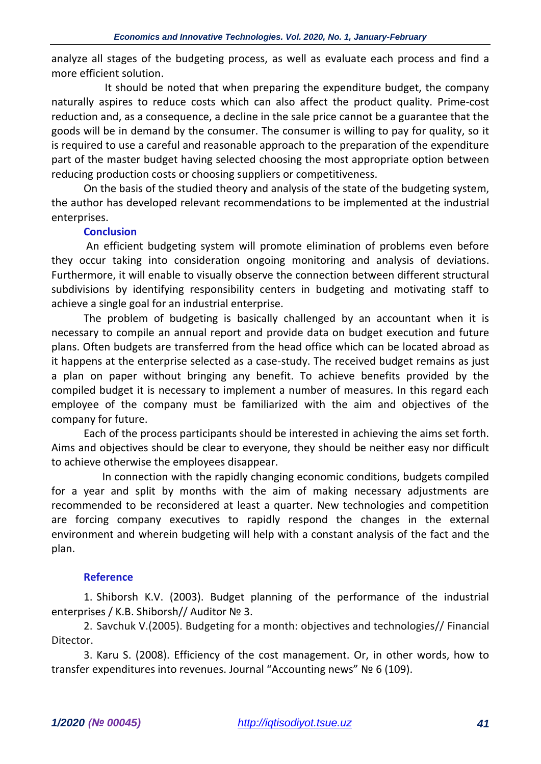analyze all stages of the budgeting process, as well as evaluate each process and find a more efficient solution.

It should be noted that when preparing the expenditure budget, the company naturally aspires to reduce costs which can also affect the product quality. Prime-cost reduction and, as a consequence, a decline in the sale price cannot be a guarantee that the goods will be in demand by the consumer. The consumer is willing to pay for quality, so it is required to use a careful and reasonable approach to the preparation of the expenditure part of the master budget having selected choosing the most appropriate option between reducing production costs or choosing suppliers or competitiveness.

On the basis of the studied theory and analysis of the state of the budgeting system, the author has developed relevant recommendations to be implemented at the industrial enterprises.

## Conclusion

An efficient budgeting system will promote elimination of problems even before they occur taking into consideration ongoing monitoring and analysis of deviations. Furthermore, it will enable to visually observe the connection between different structural subdivisions by identifying responsibility centers in budgeting and motivating staff to achieve a single goal for an industrial enterprise.

The problem of budgeting is basically challenged by an accountant when it is necessary to compile an annual report and provide data on budget execution and future plans. Often budgets are transferred from the head office which can be located abroad as it happens at the enterprise selected as a case-study. The received budget remains as just a plan on paper without bringing any benefit. To achieve benefits provided by the compiled budget it is necessary to implement a number of measures. In this regard each employee of the company must be familiarized with the aim and objectives of the company for future.

Each of the process participants should be interested in achieving the aims set forth. Aims and objectives should be clear to everyone, they should be neither easy nor difficult to achieve otherwise the employees disappear.

In connection with the rapidly changing economic conditions, budgets compiled for a year and split by months with the aim of making necessary adjustments are recommended to be reconsidered at least a quarter. New technologies and competition are forcing company executives to rapidly respond the changes in the external environment and wherein budgeting will help with a constant analysis of the fact and the plan.

## Reference

1. Shiborsh K.V. (2003). Budget planning of the performance of the industrial enterprises / K.B. Shiborsh// Auditor № 3.
2. Savchuk V.(2005). Budgeting for a month: objectives and technologies// Financial Ditector.
3. Karu S. (2008). Efficiency of the cost management. Or, in other words, how to transfer expenditures into revenues. Journal “Accounting news” № 6 (109).